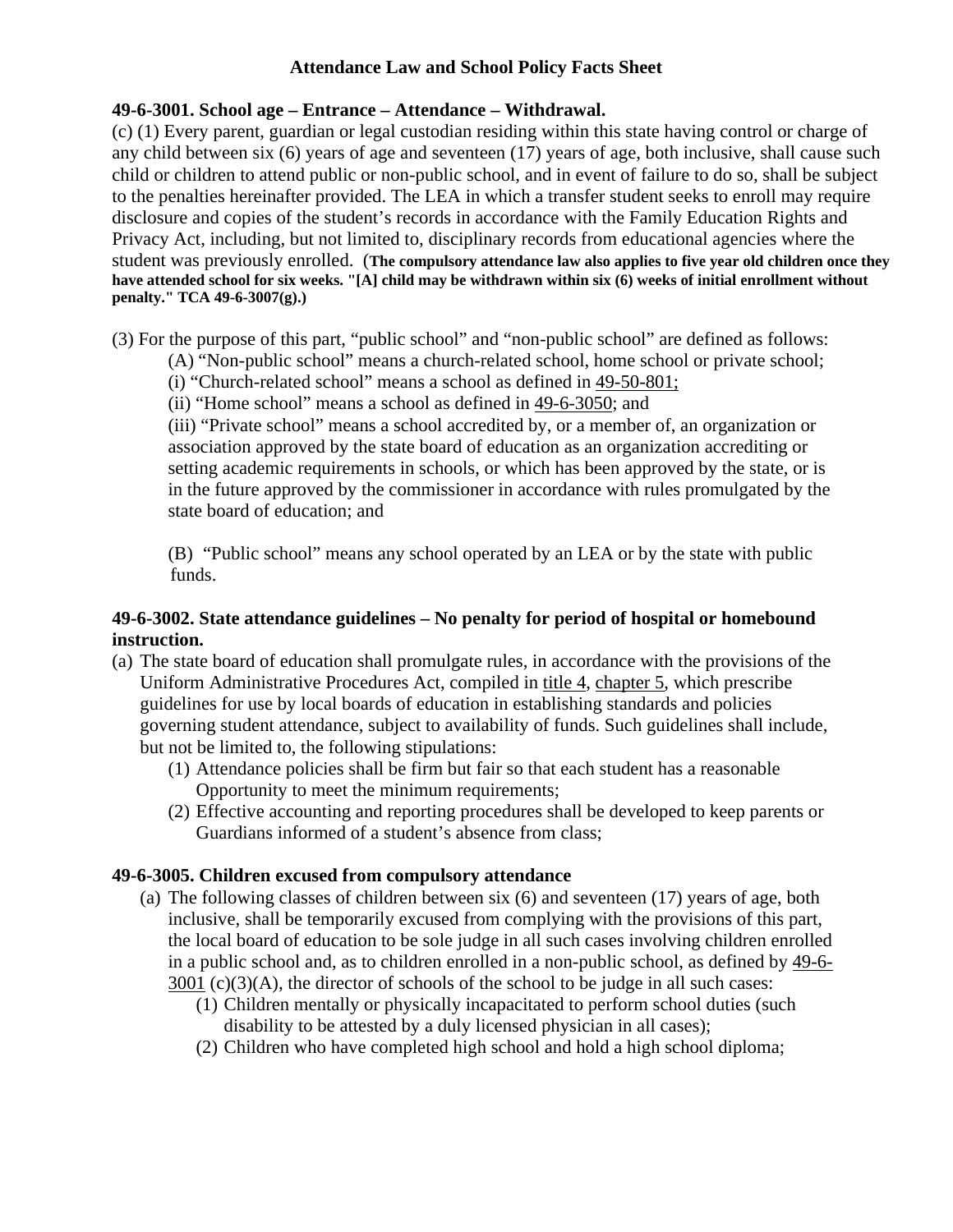# Attendance Law and School Policy Facts Sheet

**49-6-3001. School age – Entrance – Attendance – Withdrawal.**

(c) (1) Every parent, guardian or legal custodian residing within this state having control or charge of any child between six (6) years of age and seventeen (17) years of age, both inclusive, shall cause such child or children to attend public or non-public school, and in event of failure to do so, shall be subject to the penalties hereinafter provided. The LEA in which a transfer student seeks to enroll may require disclosure and copies of the student's records in accordance with the Family Education Rights and Privacy Act, including, but not limited to, disciplinary records from educational agencies where the student was previously enrolled. (**The compulsory attendance law also applies to five year old children once they have attended school for six weeks. "[A] child may be withdrawn within six (6) weeks of initial enrollment without penalty." TCA 49-6-3007(g).)**

(3) For the purpose of this part, "public school" and "non-public school" are defined as follows:

(A) "Non-public school" means a church-related school, home school or private school;

(i) "Church-related school" means a school as defined in 49-50-801;

(ii) "Home school" means a school as defined in 49-6-3050; and

(iii) "Private school" means a school accredited by, or a member of, an organization or association approved by the state board of education as an organization accrediting or setting academic requirements in schools, or which has been approved by the state, or is in the future approved by the commissioner in accordance with rules promulgated by the state board of education; and

(B) "Public school" means any school operated by an LEA or by the state with public funds.

**49-6-3002. State attendance guidelines – No penalty for period of hospital or homebound instruction.**

(a) The state board of education shall promulgate rules, in accordance with the provisions of the Uniform Administrative Procedures Act, compiled in title 4, chapter 5, which prescribe guidelines for use by local boards of education in establishing standards and policies governing student attendance, subject to availability of funds. Such guidelines shall include, but not be limited to, the following stipulations:

(1) Attendance policies shall be firm but fair so that each student has a reasonable Opportunity to meet the minimum requirements;

(2) Effective accounting and reporting procedures shall be developed to keep parents or Guardians informed of a student's absence from class;

**49-6-3005. Children excused from compulsory attendance**

(a) The following classes of children between six (6) and seventeen (17) years of age, both inclusive, shall be temporarily excused from complying with the provisions of this part, the local board of education to be sole judge in all such cases involving children enrolled in a public school and, as to children enrolled in a non-public school, as defined by 49-6-3001 (c)(3)(A), the director of schools of the school to be judge in all such cases:

(1) Children mentally or physically incapacitated to perform school duties (such disability to be attested by a duly licensed physician in all cases);

(2) Children who have completed high school and hold a high school diploma;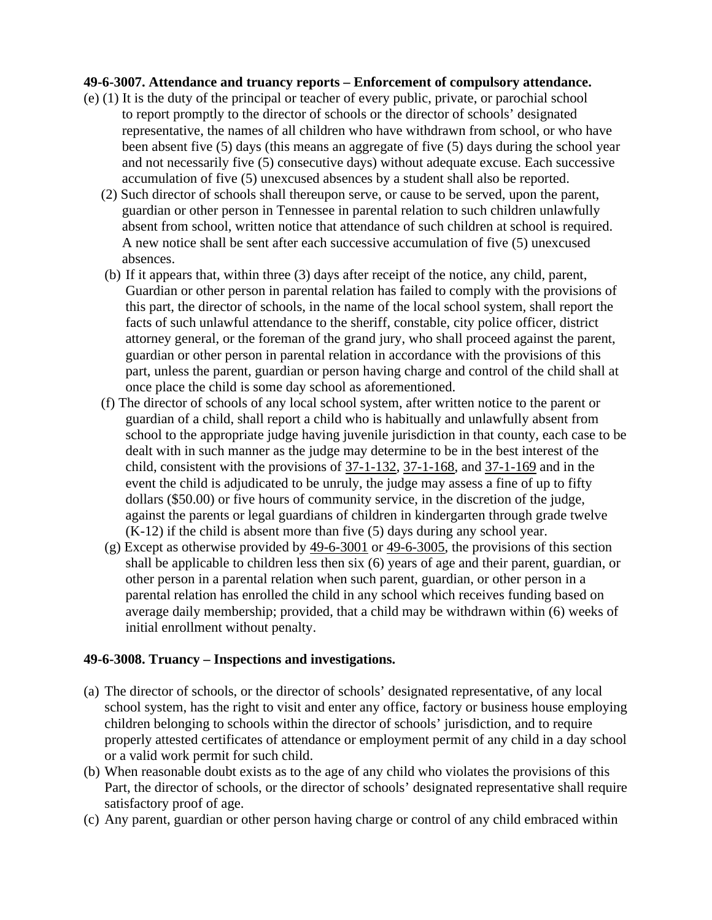**49-6-3007. Attendance and truancy reports – Enforcement of compulsory attendance.**

(e) (1) It is the duty of the principal or teacher of every public, private, or parochial school to report promptly to the director of schools or the director of schools' designated representative, the names of all children who have withdrawn from school, or who have been absent five (5) days (this means an aggregate of five (5) days during the school year and not necessarily five (5) consecutive days) without adequate excuse. Each successive accumulation of five (5) unexcused absences by a student shall also be reported.

(2) Such director of schools shall thereupon serve, or cause to be served, upon the parent, guardian or other person in Tennessee in parental relation to such children unlawfully absent from school, written notice that attendance of such children at school is required. A new notice shall be sent after each successive accumulation of five (5) unexcused absences.

(b) If it appears that, within three (3) days after receipt of the notice, any child, parent, Guardian or other person in parental relation has failed to comply with the provisions of this part, the director of schools, in the name of the local school system, shall report the facts of such unlawful attendance to the sheriff, constable, city police officer, district attorney general, or the foreman of the grand jury, who shall proceed against the parent, guardian or other person in parental relation in accordance with the provisions of this part, unless the parent, guardian or person having charge and control of the child shall at once place the child is some day school as aforementioned.

(f) The director of schools of any local school system, after written notice to the parent or guardian of a child, shall report a child who is habitually and unlawfully absent from school to the appropriate judge having juvenile jurisdiction in that county, each case to be dealt with in such manner as the judge may determine to be in the best interest of the child, consistent with the provisions of 37-1-132, 37-1-168, and 37-1-169 and in the event the child is adjudicated to be unruly, the judge may assess a fine of up to fifty dollars ($50.00) or five hours of community service, in the discretion of the judge, against the parents or legal guardians of children in kindergarten through grade twelve (K-12) if the child is absent more than five (5) days during any school year.

(g) Except as otherwise provided by 49-6-3001 or 49-6-3005, the provisions of this section shall be applicable to children less then six (6) years of age and their parent, guardian, or other person in a parental relation when such parent, guardian, or other person in a parental relation has enrolled the child in any school which receives funding based on average daily membership; provided, that a child may be withdrawn within (6) weeks of initial enrollment without penalty.

**49-6-3008. Truancy – Inspections and investigations.**

(a) The director of schools, or the director of schools' designated representative, of any local school system, has the right to visit and enter any office, factory or business house employing children belonging to schools within the director of schools' jurisdiction, and to require properly attested certificates of attendance or employment permit of any child in a day school or a valid work permit for such child.

(b) When reasonable doubt exists as to the age of any child who violates the provisions of this Part, the director of schools, or the director of schools' designated representative shall require satisfactory proof of age.

(c) Any parent, guardian or other person having charge or control of any child embraced within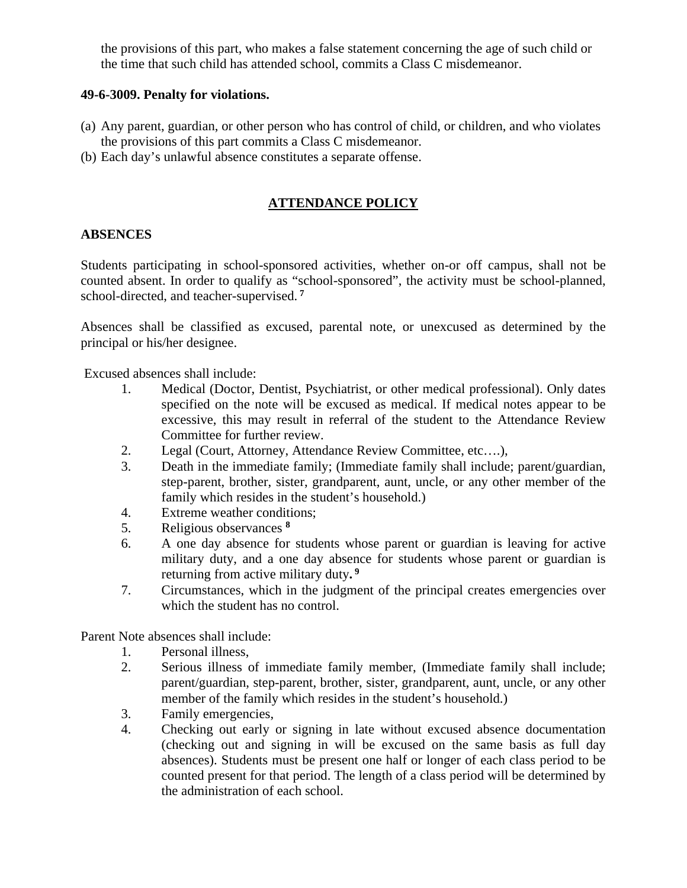the provisions of this part, who makes a false statement concerning the age of such child or the time that such child has attended school, commits a Class C misdemeanor.

**49-6-3009. Penalty for violations.**

(a) Any parent, guardian, or other person who has control of child, or children, and who violates the provisions of this part commits a Class C misdemeanor.
(b) Each day's unlawful absence constitutes a separate offense.

## ATTENDANCE POLICY

**ABSENCES**

Students participating in school-sponsored activities, whether on-or off campus, shall not be counted absent. In order to qualify as "school-sponsored", the activity must be school-planned, school-directed, and teacher-supervised. [7]

Absences shall be classified as excused, parental note, or unexcused as determined by the principal or his/her designee.

Excused absences shall include:

1. Medical (Doctor, Dentist, Psychiatrist, or other medical professional). Only dates specified on the note will be excused as medical. If medical notes appear to be excessive, this may result in referral of the student to the Attendance Review Committee for further review.
2. Legal (Court, Attorney, Attendance Review Committee, etc….),
3. Death in the immediate family; (Immediate family shall include; parent/guardian, step-parent, brother, sister, grandparent, aunt, uncle, or any other member of the family which resides in the student's household.)
4. Extreme weather conditions;
5. Religious observances [8]
6. A one day absence for students whose parent or guardian is leaving for active military duty, and a one day absence for students whose parent or guardian is returning from active military duty**.** [9]
7. Circumstances, which in the judgment of the principal creates emergencies over which the student has no control.

Parent Note absences shall include:

1. Personal illness,
2. Serious illness of immediate family member, (Immediate family shall include; parent/guardian, step-parent, brother, sister, grandparent, aunt, uncle, or any other member of the family which resides in the student's household.)
3. Family emergencies,
4. Checking out early or signing in late without excused absence documentation (checking out and signing in will be excused on the same basis as full day absences). Students must be present one half or longer of each class period to be counted present for that period. The length of a class period will be determined by the administration of each school.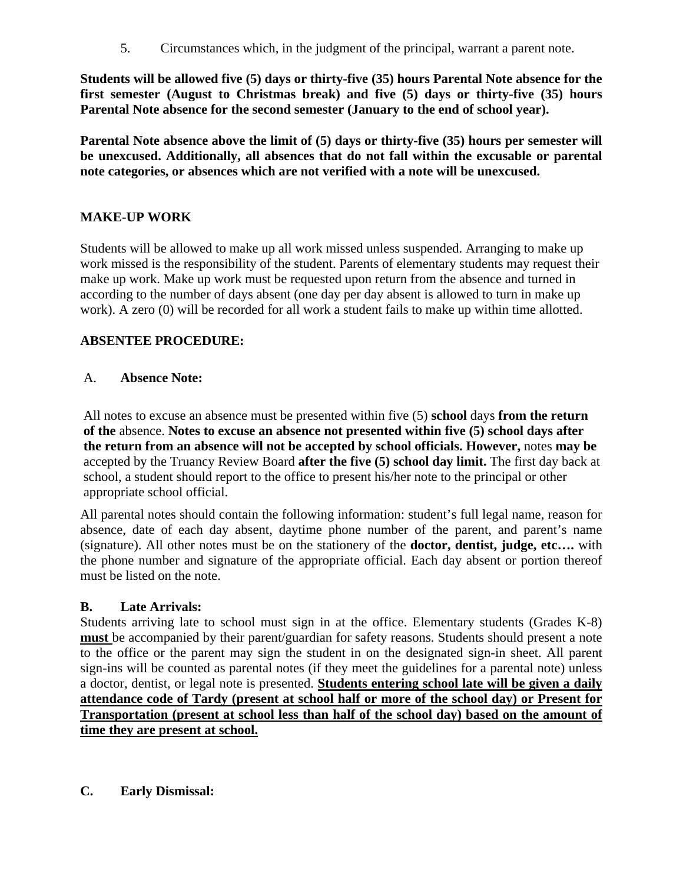5. Circumstances which, in the judgment of the principal, warrant a parent note.

**Students will be allowed five (5) days or thirty-five (35) hours Parental Note absence for the first semester (August to Christmas break) and five (5) days or thirty-five (35) hours Parental Note absence for the second semester (January to the end of school year).**

**Parental Note absence above the limit of (5) days or thirty-five (35) hours per semester will be unexcused. Additionally, all absences that do not fall within the excusable or parental note categories, or absences which are not verified with a note will be unexcused.**

## MAKE-UP WORK

Students will be allowed to make up all work missed unless suspended. Arranging to make up work missed is the responsibility of the student. Parents of elementary students may request their make up work. Make up work must be requested upon return from the absence and turned in according to the number of days absent (one day per day absent is allowed to turn in make up work). A zero (0) will be recorded for all work a student fails to make up within time allotted.

## ABSENTEE PROCEDURE:

### A. Absence Note:

All notes to excuse an absence must be presented within five (5) **school** days **from the return of the** absence. **Notes to excuse an absence not presented within five (5) school days after the return from an absence will not be accepted by school officials. However,** notes **may be** accepted by the Truancy Review Board **after the five (5) school day limit.** The first day back at school, a student should report to the office to present his/her note to the principal or other appropriate school official.

All parental notes should contain the following information: student's full legal name, reason for absence, date of each day absent, daytime phone number of the parent, and parent's name (signature). All other notes must be on the stationery of the **doctor, dentist, judge, etc….** with the phone number and signature of the appropriate official. Each day absent or portion thereof must be listed on the note.

### B. Late Arrivals:

Students arriving late to school must sign in at the office. Elementary students (Grades K-8) <u>**must**</u> be accompanied by their parent/guardian for safety reasons. Students should present a note to the office or the parent may sign the student in on the designated sign-in sheet. All parent sign-ins will be counted as parental notes (if they meet the guidelines for a parental note) unless a doctor, dentist, or legal note is presented. <u>**Students entering school late will be given a daily attendance code of Tardy (present at school half or more of the school day) or Present for Transportation (present at school less than half of the school day) based on the amount of time they are present at school.**</u>

### C. Early Dismissal: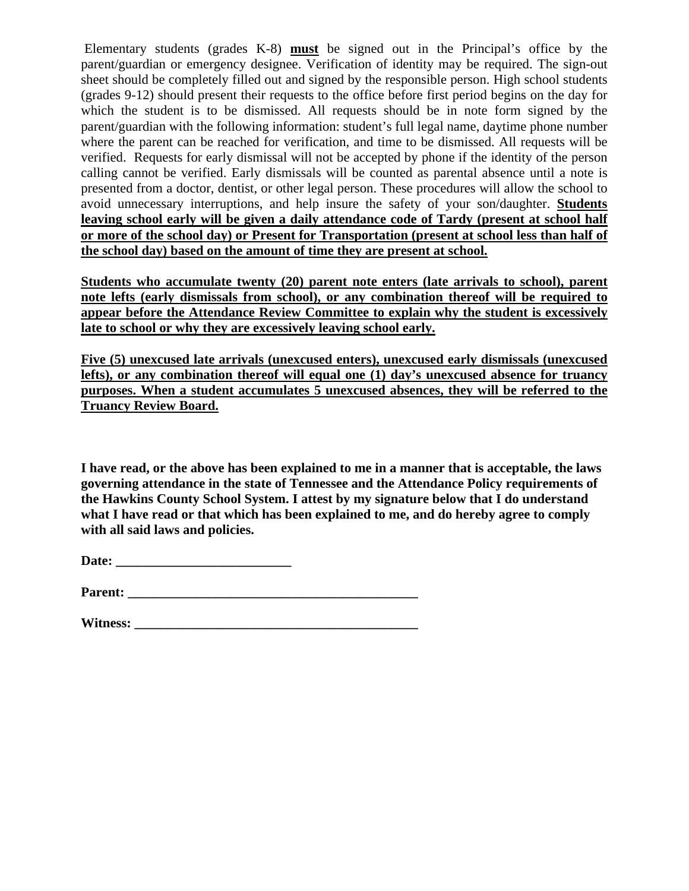Elementary students (grades K-8) **must** be signed out in the Principal's office by the parent/guardian or emergency designee. Verification of identity may be required. The sign-out sheet should be completely filled out and signed by the responsible person. High school students (grades 9-12) should present their requests to the office before first period begins on the day for which the student is to be dismissed. All requests should be in note form signed by the parent/guardian with the following information: student's full legal name, daytime phone number where the parent can be reached for verification, and time to be dismissed. All requests will be verified. Requests for early dismissal will not be accepted by phone if the identity of the person calling cannot be verified. Early dismissals will be counted as parental absence until a note is presented from a doctor, dentist, or other legal person. These procedures will allow the school to avoid unnecessary interruptions, and help insure the safety of your son/daughter. **Students leaving school early will be given a daily attendance code of Tardy (present at school half or more of the school day) or Present for Transportation (present at school less than half of the school day) based on the amount of time they are present at school.**

**Students who accumulate twenty (20) parent note enters (late arrivals to school), parent note lefts (early dismissals from school), or any combination thereof will be required to appear before the Attendance Review Committee to explain why the student is excessively late to school or why they are excessively leaving school early.**

**Five (5) unexcused late arrivals (unexcused enters), unexcused early dismissals (unexcused lefts), or any combination thereof will equal one (1) day's unexcused absence for truancy purposes. When a student accumulates 5 unexcused absences, they will be referred to the Truancy Review Board.**

**I have read, or the above has been explained to me in a manner that is acceptable, the laws governing attendance in the state of Tennessee and the Attendance Policy requirements of the Hawkins County School System. I attest by my signature below that I do understand what I have read or that which has been explained to me, and do hereby agree to comply with all said laws and policies.**

**Date: __________________________**

**Parent: ____________________________________________**

**Witness: ___________________________________________**